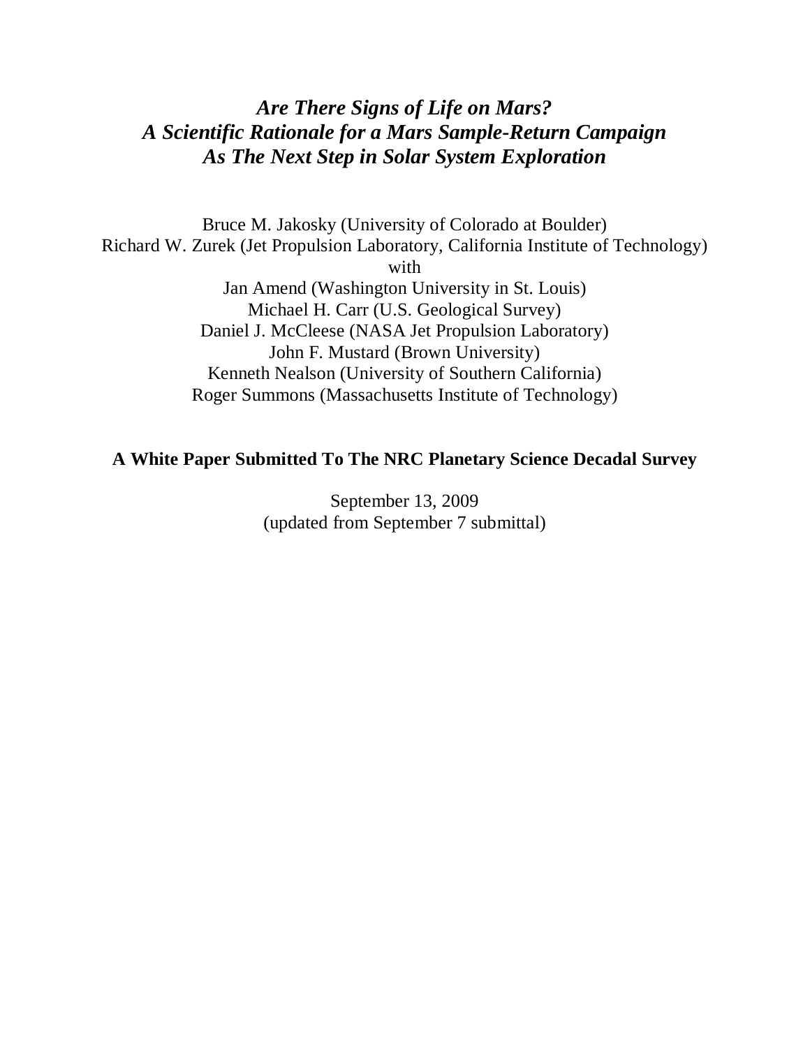# *Are There Signs of Life on Mars?*
# *A Scientific Rationale for a Mars Sample-Return Campaign*
# *As The Next Step in Solar System Exploration*

Bruce M. Jakosky (University of Colorado at Boulder)
Richard W. Zurek (Jet Propulsion Laboratory, California Institute of Technology)
with
Jan Amend (Washington University in St. Louis)
Michael H. Carr (U.S. Geological Survey)
Daniel J. McCleese (NASA Jet Propulsion Laboratory)
John F. Mustard (Brown University)
Kenneth Nealson (University of Southern California)
Roger Summons (Massachusetts Institute of Technology)

**A White Paper Submitted To The NRC Planetary Science Decadal Survey**

September 13, 2009
(updated from September 7 submittal)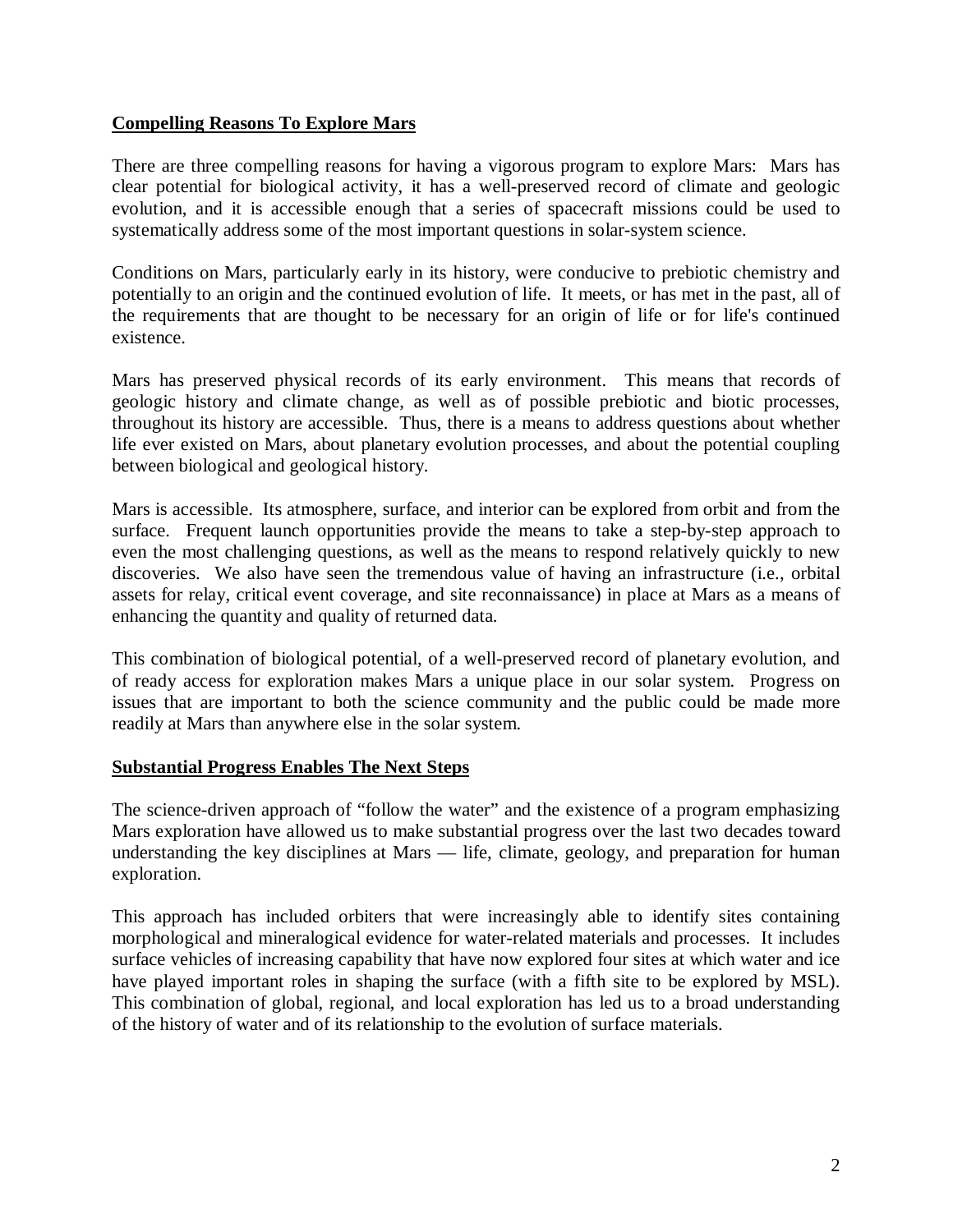## Compelling Reasons To Explore Mars

There are three compelling reasons for having a vigorous program to explore Mars: Mars has clear potential for biological activity, it has a well-preserved record of climate and geologic evolution, and it is accessible enough that a series of spacecraft missions could be used to systematically address some of the most important questions in solar-system science.

Conditions on Mars, particularly early in its history, were conducive to prebiotic chemistry and potentially to an origin and the continued evolution of life. It meets, or has met in the past, all of the requirements that are thought to be necessary for an origin of life or for life's continued existence.

Mars has preserved physical records of its early environment. This means that records of geologic history and climate change, as well as of possible prebiotic and biotic processes, throughout its history are accessible. Thus, there is a means to address questions about whether life ever existed on Mars, about planetary evolution processes, and about the potential coupling between biological and geological history.

Mars is accessible. Its atmosphere, surface, and interior can be explored from orbit and from the surface. Frequent launch opportunities provide the means to take a step-by-step approach to even the most challenging questions, as well as the means to respond relatively quickly to new discoveries. We also have seen the tremendous value of having an infrastructure (i.e., orbital assets for relay, critical event coverage, and site reconnaissance) in place at Mars as a means of enhancing the quantity and quality of returned data.

This combination of biological potential, of a well-preserved record of planetary evolution, and of ready access for exploration makes Mars a unique place in our solar system. Progress on issues that are important to both the science community and the public could be made more readily at Mars than anywhere else in the solar system.

## Substantial Progress Enables The Next Steps

The science-driven approach of "follow the water" and the existence of a program emphasizing Mars exploration have allowed us to make substantial progress over the last two decades toward understanding the key disciplines at Mars — life, climate, geology, and preparation for human exploration.

This approach has included orbiters that were increasingly able to identify sites containing morphological and mineralogical evidence for water-related materials and processes. It includes surface vehicles of increasing capability that have now explored four sites at which water and ice have played important roles in shaping the surface (with a fifth site to be explored by MSL). This combination of global, regional, and local exploration has led us to a broad understanding of the history of water and of its relationship to the evolution of surface materials.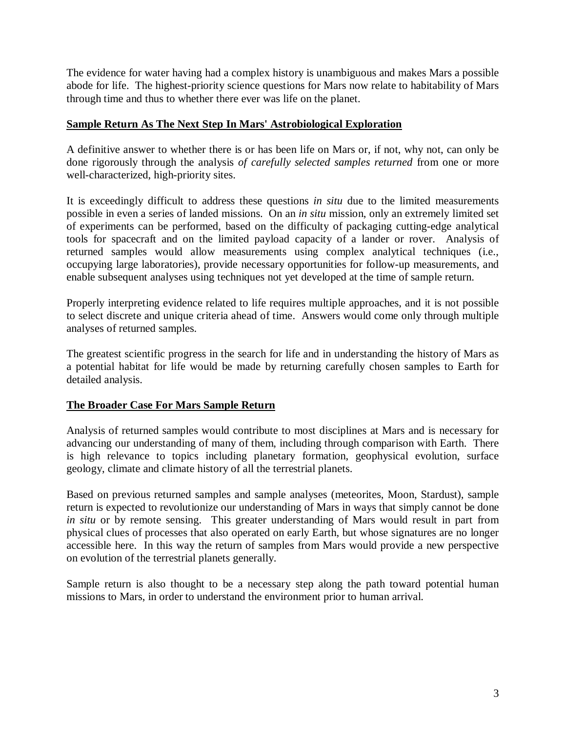The evidence for water having had a complex history is unambiguous and makes Mars a possible abode for life. The highest-priority science questions for Mars now relate to habitability of Mars through time and thus to whether there ever was life on the planet.

## Sample Return As The Next Step In Mars' Astrobiological Exploration

A definitive answer to whether there is or has been life on Mars or, if not, why not, can only be done rigorously through the analysis *of carefully selected samples returned* from one or more well-characterized, high-priority sites.

It is exceedingly difficult to address these questions *in situ* due to the limited measurements possible in even a series of landed missions. On an *in situ* mission, only an extremely limited set of experiments can be performed, based on the difficulty of packaging cutting-edge analytical tools for spacecraft and on the limited payload capacity of a lander or rover. Analysis of returned samples would allow measurements using complex analytical techniques (i.e., occupying large laboratories), provide necessary opportunities for follow-up measurements, and enable subsequent analyses using techniques not yet developed at the time of sample return.

Properly interpreting evidence related to life requires multiple approaches, and it is not possible to select discrete and unique criteria ahead of time. Answers would come only through multiple analyses of returned samples.

The greatest scientific progress in the search for life and in understanding the history of Mars as a potential habitat for life would be made by returning carefully chosen samples to Earth for detailed analysis.

## The Broader Case For Mars Sample Return

Analysis of returned samples would contribute to most disciplines at Mars and is necessary for advancing our understanding of many of them, including through comparison with Earth. There is high relevance to topics including planetary formation, geophysical evolution, surface geology, climate and climate history of all the terrestrial planets.

Based on previous returned samples and sample analyses (meteorites, Moon, Stardust), sample return is expected to revolutionize our understanding of Mars in ways that simply cannot be done *in situ* or by remote sensing. This greater understanding of Mars would result in part from physical clues of processes that also operated on early Earth, but whose signatures are no longer accessible here. In this way the return of samples from Mars would provide a new perspective on evolution of the terrestrial planets generally.

Sample return is also thought to be a necessary step along the path toward potential human missions to Mars, in order to understand the environment prior to human arrival.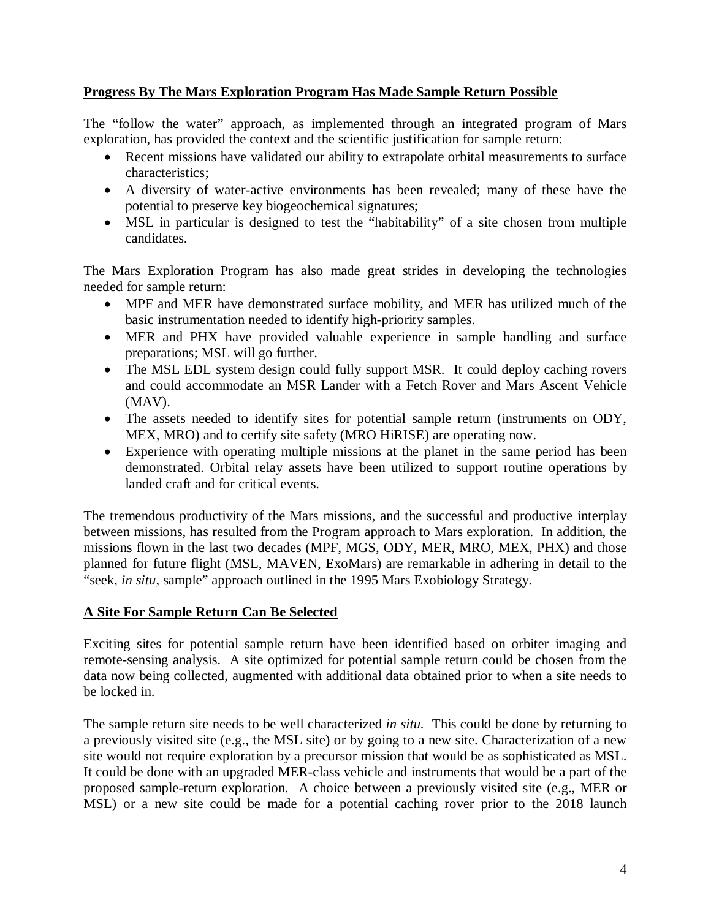**Progress By The Mars Exploration Program Has Made Sample Return Possible**

The "follow the water" approach, as implemented through an integrated program of Mars exploration, has provided the context and the scientific justification for sample return:

- Recent missions have validated our ability to extrapolate orbital measurements to surface characteristics;
- A diversity of water-active environments has been revealed; many of these have the potential to preserve key biogeochemical signatures;
- MSL in particular is designed to test the "habitability" of a site chosen from multiple candidates.

The Mars Exploration Program has also made great strides in developing the technologies needed for sample return:

- MPF and MER have demonstrated surface mobility, and MER has utilized much of the basic instrumentation needed to identify high-priority samples.
- MER and PHX have provided valuable experience in sample handling and surface preparations; MSL will go further.
- The MSL EDL system design could fully support MSR. It could deploy caching rovers and could accommodate an MSR Lander with a Fetch Rover and Mars Ascent Vehicle (MAV).
- The assets needed to identify sites for potential sample return (instruments on ODY, MEX, MRO) and to certify site safety (MRO HiRISE) are operating now.
- Experience with operating multiple missions at the planet in the same period has been demonstrated. Orbital relay assets have been utilized to support routine operations by landed craft and for critical events.

The tremendous productivity of the Mars missions, and the successful and productive interplay between missions, has resulted from the Program approach to Mars exploration. In addition, the missions flown in the last two decades (MPF, MGS, ODY, MER, MRO, MEX, PHX) and those planned for future flight (MSL, MAVEN, ExoMars) are remarkable in adhering in detail to the "seek, *in situ*, sample" approach outlined in the 1995 Mars Exobiology Strategy.

**A Site For Sample Return Can Be Selected**

Exciting sites for potential sample return have been identified based on orbiter imaging and remote-sensing analysis. A site optimized for potential sample return could be chosen from the data now being collected, augmented with additional data obtained prior to when a site needs to be locked in.

The sample return site needs to be well characterized *in situ.* This could be done by returning to a previously visited site (e.g., the MSL site) or by going to a new site. Characterization of a new site would not require exploration by a precursor mission that would be as sophisticated as MSL. It could be done with an upgraded MER-class vehicle and instruments that would be a part of the proposed sample-return exploration. A choice between a previously visited site (e.g., MER or MSL) or a new site could be made for a potential caching rover prior to the 2018 launch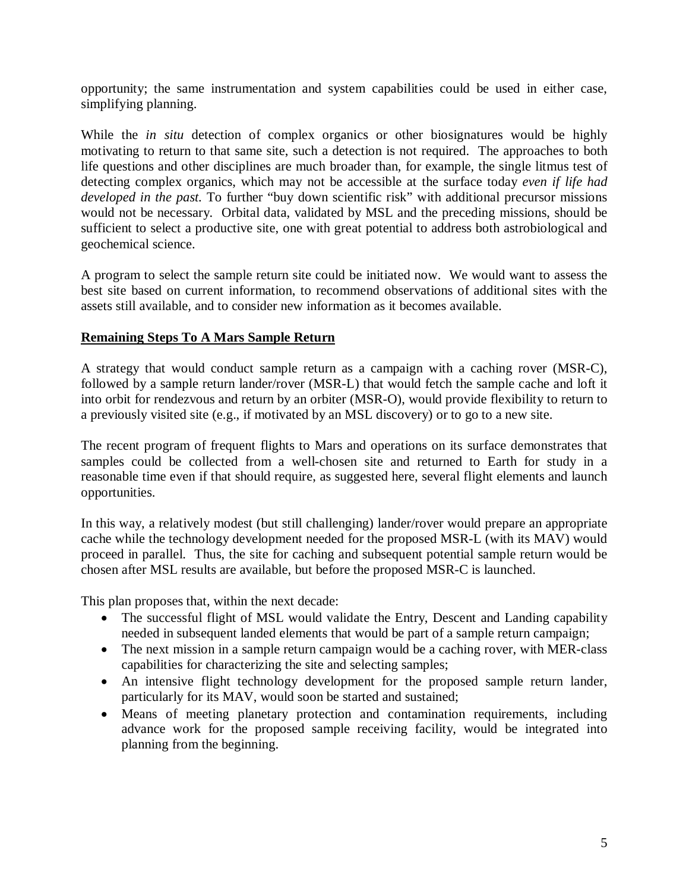opportunity; the same instrumentation and system capabilities could be used in either case, simplifying planning.

While the *in situ* detection of complex organics or other biosignatures would be highly motivating to return to that same site, such a detection is not required. The approaches to both life questions and other disciplines are much broader than, for example, the single litmus test of detecting complex organics, which may not be accessible at the surface today *even if life had developed in the past.* To further "buy down scientific risk" with additional precursor missions would not be necessary. Orbital data, validated by MSL and the preceding missions, should be sufficient to select a productive site, one with great potential to address both astrobiological and geochemical science.

A program to select the sample return site could be initiated now. We would want to assess the best site based on current information, to recommend observations of additional sites with the assets still available, and to consider new information as it becomes available.

## Remaining Steps To A Mars Sample Return

A strategy that would conduct sample return as a campaign with a caching rover (MSR-C), followed by a sample return lander/rover (MSR-L) that would fetch the sample cache and loft it into orbit for rendezvous and return by an orbiter (MSR-O), would provide flexibility to return to a previously visited site (e.g., if motivated by an MSL discovery) or to go to a new site.

The recent program of frequent flights to Mars and operations on its surface demonstrates that samples could be collected from a well-chosen site and returned to Earth for study in a reasonable time even if that should require, as suggested here, several flight elements and launch opportunities.

In this way, a relatively modest (but still challenging) lander/rover would prepare an appropriate cache while the technology development needed for the proposed MSR-L (with its MAV) would proceed in parallel. Thus, the site for caching and subsequent potential sample return would be chosen after MSL results are available, but before the proposed MSR-C is launched.

This plan proposes that, within the next decade:

- The successful flight of MSL would validate the Entry, Descent and Landing capability needed in subsequent landed elements that would be part of a sample return campaign;
- The next mission in a sample return campaign would be a caching rover, with MER-class capabilities for characterizing the site and selecting samples;
- An intensive flight technology development for the proposed sample return lander, particularly for its MAV, would soon be started and sustained;
- Means of meeting planetary protection and contamination requirements, including advance work for the proposed sample receiving facility, would be integrated into planning from the beginning.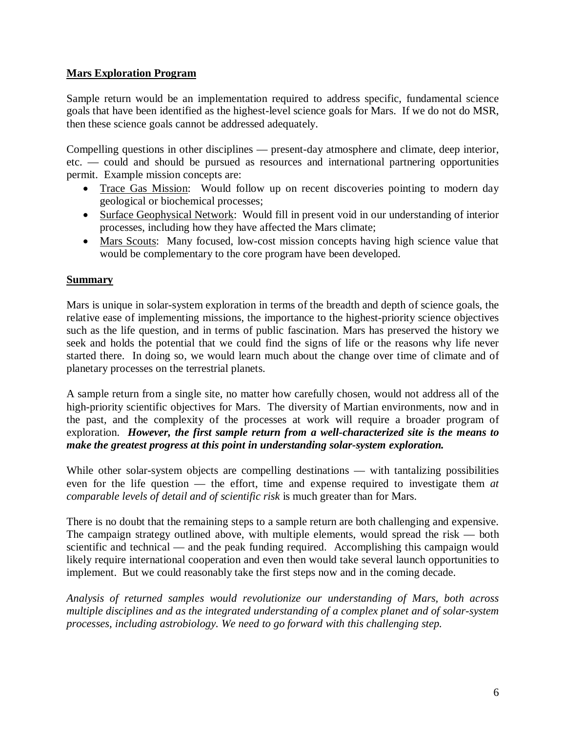**Mars Exploration Program**

Sample return would be an implementation required to address specific, fundamental science goals that have been identified as the highest-level science goals for Mars. If we do not do MSR, then these science goals cannot be addressed adequately.

Compelling questions in other disciplines — present-day atmosphere and climate, deep interior, etc. — could and should be pursued as resources and international partnering opportunities permit. Example mission concepts are:

- Trace Gas Mission: Would follow up on recent discoveries pointing to modern day geological or biochemical processes;
- Surface Geophysical Network: Would fill in present void in our understanding of interior processes, including how they have affected the Mars climate;
- Mars Scouts: Many focused, low-cost mission concepts having high science value that would be complementary to the core program have been developed.

**Summary**

Mars is unique in solar-system exploration in terms of the breadth and depth of science goals, the relative ease of implementing missions, the importance to the highest-priority science objectives such as the life question, and in terms of public fascination. Mars has preserved the history we seek and holds the potential that we could find the signs of life or the reasons why life never started there. In doing so, we would learn much about the change over time of climate and of planetary processes on the terrestrial planets.

A sample return from a single site, no matter how carefully chosen, would not address all of the high-priority scientific objectives for Mars. The diversity of Martian environments, now and in the past, and the complexity of the processes at work will require a broader program of exploration. ***However, the first sample return from a well-characterized site is the means to make the greatest progress at this point in understanding solar-system exploration.***

While other solar-system objects are compelling destinations — with tantalizing possibilities even for the life question — the effort, time and expense required to investigate them *at comparable levels of detail and of scientific risk* is much greater than for Mars.

There is no doubt that the remaining steps to a sample return are both challenging and expensive. The campaign strategy outlined above, with multiple elements, would spread the risk — both scientific and technical — and the peak funding required. Accomplishing this campaign would likely require international cooperation and even then would take several launch opportunities to implement. But we could reasonably take the first steps now and in the coming decade.

*Analysis of returned samples would revolutionize our understanding of Mars, both across multiple disciplines and as the integrated understanding of a complex planet and of solar-system processes, including astrobiology. We need to go forward with this challenging step.*